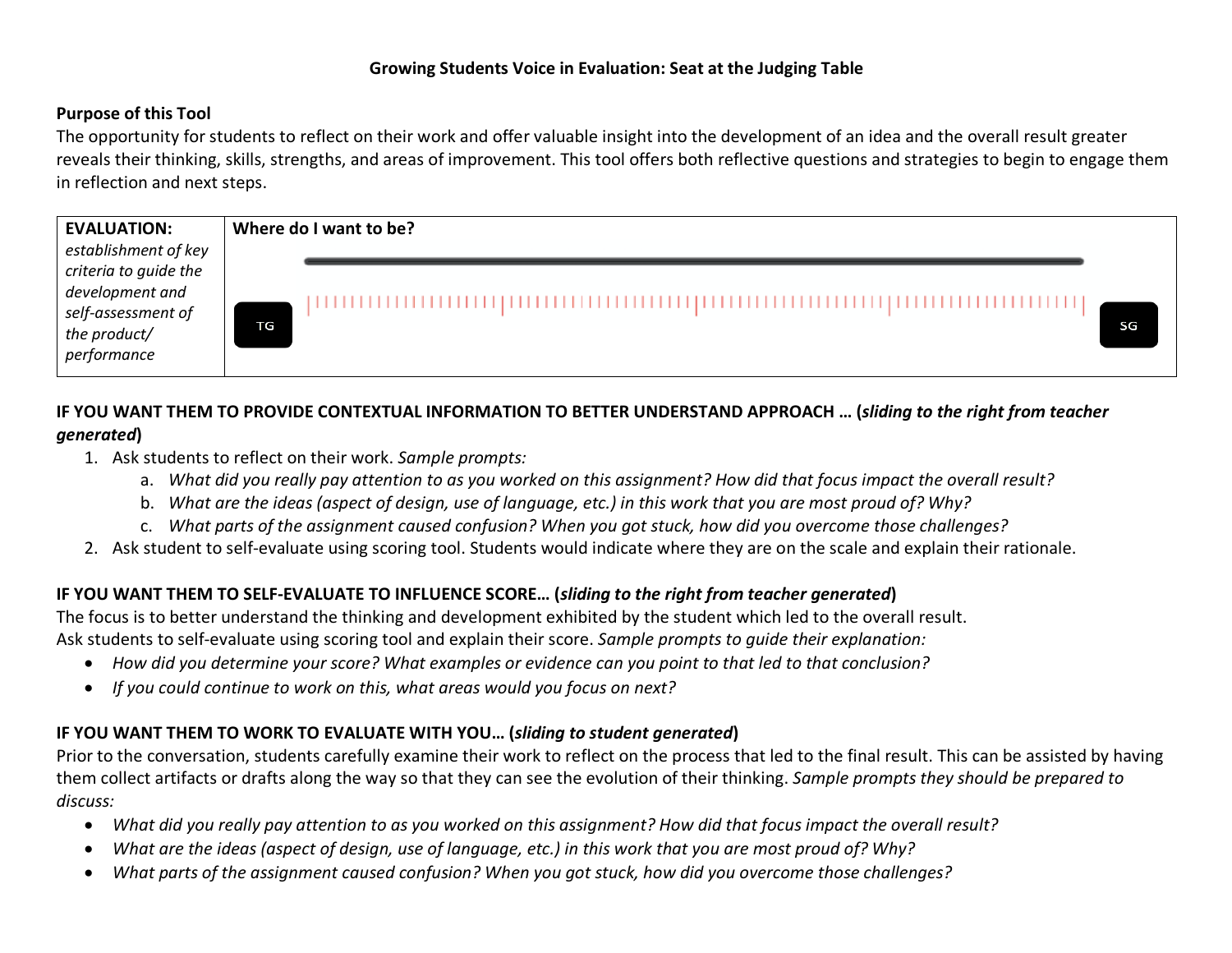# Growing Students Voice in Evaluation: Seat at the Judging Table

**Purpose of this Tool**

The opportunity for students to reflect on their work and offer valuable insight into the development of an idea and the overall result greater reveals their thinking, skills, strengths, and areas of improvement. This tool offers both reflective questions and strategies to begin to engage them in reflection and next steps.

| **EVALUATION:** *establishment of key criteria to guide the development and self-assessment of the product/ performance* | **Where do I want to be?** TG ——— SG |
|---|---|

**IF YOU WANT THEM TO PROVIDE CONTEXTUAL INFORMATION TO BETTER UNDERSTAND APPROACH … (*sliding to the right from teacher generated*)**

1. Ask students to reflect on their work. *Sample prompts:*
   a. *What did you really pay attention to as you worked on this assignment? How did that focus impact the overall result?*
   b. *What are the ideas (aspect of design, use of language, etc.) in this work that you are most proud of? Why?*
   c. *What parts of the assignment caused confusion? When you got stuck, how did you overcome those challenges?*
2. Ask student to self-evaluate using scoring tool. Students would indicate where they are on the scale and explain their rationale.

**IF YOU WANT THEM TO SELF-EVALUATE TO INFLUENCE SCORE… (*sliding to the right from teacher generated*)**

The focus is to better understand the thinking and development exhibited by the student which led to the overall result.
Ask students to self-evaluate using scoring tool and explain their score. *Sample prompts to guide their explanation:*

- *How did you determine your score? What examples or evidence can you point to that led to that conclusion?*
- *If you could continue to work on this, what areas would you focus on next?*

**IF YOU WANT THEM TO WORK TO EVALUATE WITH YOU… (*sliding to student generated*)**

Prior to the conversation, students carefully examine their work to reflect on the process that led to the final result. This can be assisted by having them collect artifacts or drafts along the way so that they can see the evolution of their thinking. *Sample prompts they should be prepared to discuss:*

- *What did you really pay attention to as you worked on this assignment? How did that focus impact the overall result?*
- *What are the ideas (aspect of design, use of language, etc.) in this work that you are most proud of? Why?*
- *What parts of the assignment caused confusion? When you got stuck, how did you overcome those challenges?*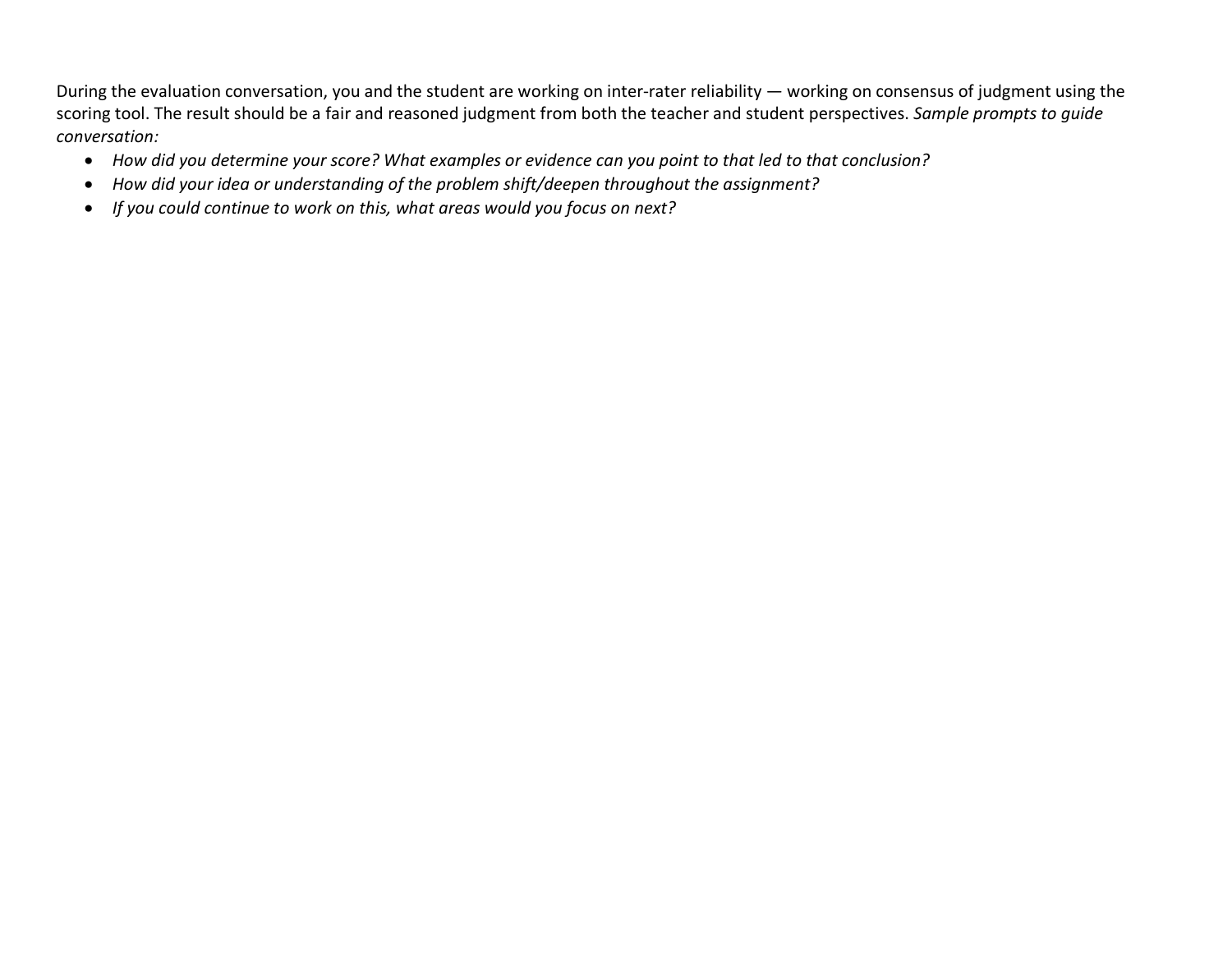During the evaluation conversation, you and the student are working on inter-rater reliability — working on consensus of judgment using the scoring tool. The result should be a fair and reasoned judgment from both the teacher and student perspectives. *Sample prompts to guide conversation:*

- *How did you determine your score? What examples or evidence can you point to that led to that conclusion?*
- *How did your idea or understanding of the problem shift/deepen throughout the assignment?*
- *If you could continue to work on this, what areas would you focus on next?*